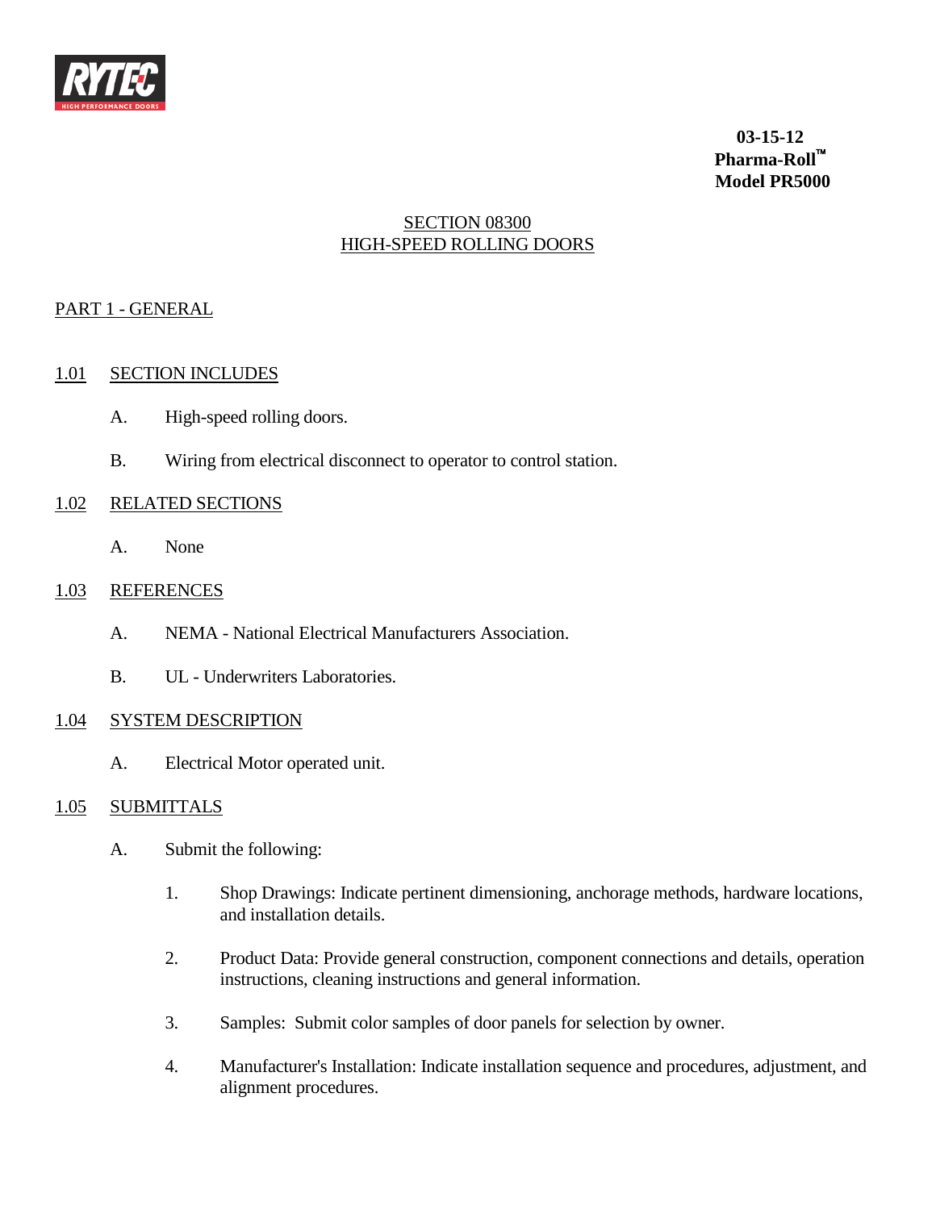**03-15-12**
**Pharma-Roll™**
**Model PR5000**

# SECTION 08300
# HIGH-SPEED ROLLING DOORS

## PART 1 - GENERAL

### 1.01 SECTION INCLUDES

A. High-speed rolling doors.

B. Wiring from electrical disconnect to operator to control station.

### 1.02 RELATED SECTIONS

A. None

### 1.03 REFERENCES

A. NEMA - National Electrical Manufacturers Association.

B. UL - Underwriters Laboratories.

### 1.04 SYSTEM DESCRIPTION

A. Electrical Motor operated unit.

### 1.05 SUBMITTALS

A. Submit the following:

1. Shop Drawings: Indicate pertinent dimensioning, anchorage methods, hardware locations, and installation details.

2. Product Data: Provide general construction, component connections and details, operation instructions, cleaning instructions and general information.

3. Samples: Submit color samples of door panels for selection by owner.

4. Manufacturer's Installation: Indicate installation sequence and procedures, adjustment, and alignment procedures.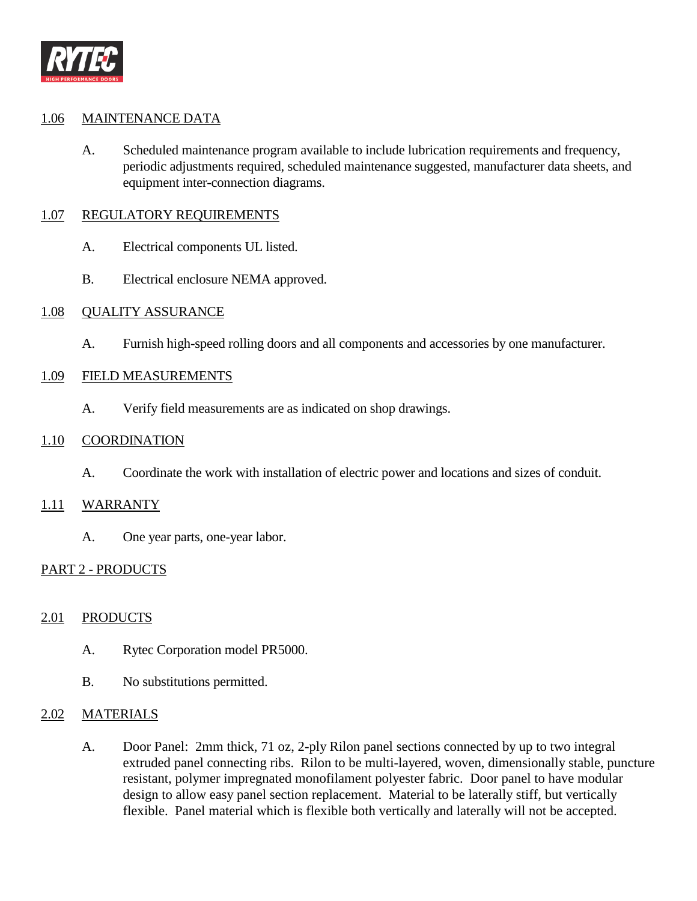## 1.06 MAINTENANCE DATA

A. Scheduled maintenance program available to include lubrication requirements and frequency, periodic adjustments required, scheduled maintenance suggested, manufacturer data sheets, and equipment inter-connection diagrams.

## 1.07 REGULATORY REQUIREMENTS

A. Electrical components UL listed.

B. Electrical enclosure NEMA approved.

## 1.08 QUALITY ASSURANCE

A. Furnish high-speed rolling doors and all components and accessories by one manufacturer.

## 1.09 FIELD MEASUREMENTS

A. Verify field measurements are as indicated on shop drawings.

## 1.10 COORDINATION

A. Coordinate the work with installation of electric power and locations and sizes of conduit.

## 1.11 WARRANTY

A. One year parts, one-year labor.

# PART 2 - PRODUCTS

## 2.01 PRODUCTS

A. Rytec Corporation model PR5000.

B. No substitutions permitted.

## 2.02 MATERIALS

A. Door Panel: 2mm thick, 71 oz, 2-ply Rilon panel sections connected by up to two integral extruded panel connecting ribs. Rilon to be multi-layered, woven, dimensionally stable, puncture resistant, polymer impregnated monofilament polyester fabric. Door panel to have modular design to allow easy panel section replacement. Material to be laterally stiff, but vertically flexible. Panel material which is flexible both vertically and laterally will not be accepted.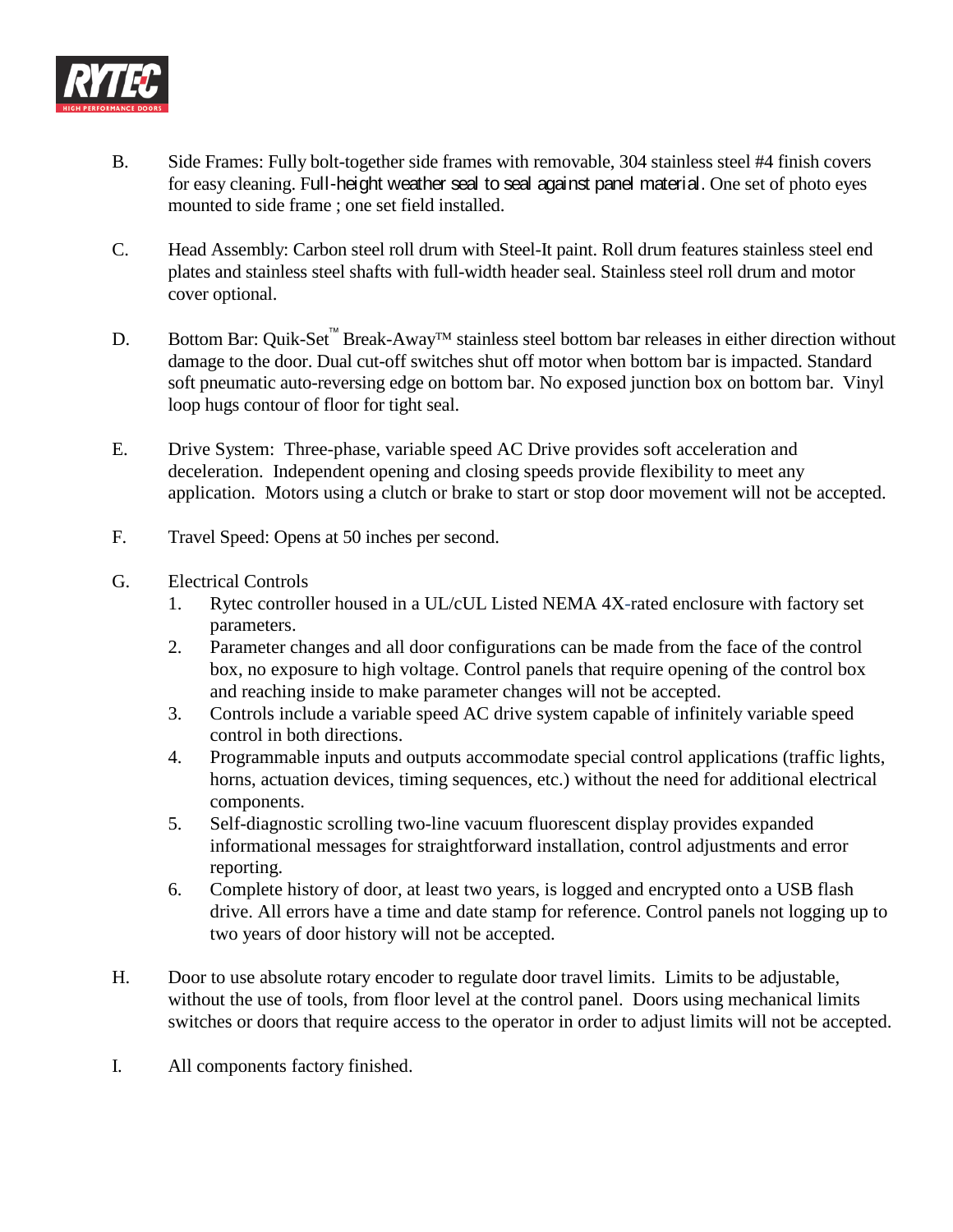B. Side Frames: Fully bolt-together side frames with removable, 304 stainless steel #4 finish covers for easy cleaning. Full-height weather seal to seal against panel material. One set of photo eyes mounted to side frame ; one set field installed.

C. Head Assembly: Carbon steel roll drum with Steel-It paint. Roll drum features stainless steel end plates and stainless steel shafts with full-width header seal. Stainless steel roll drum and motor cover optional.

D. Bottom Bar: Quik-Set™ Break-Away™ stainless steel bottom bar releases in either direction without damage to the door. Dual cut-off switches shut off motor when bottom bar is impacted. Standard soft pneumatic auto-reversing edge on bottom bar. No exposed junction box on bottom bar. Vinyl loop hugs contour of floor for tight seal.

E. Drive System: Three-phase, variable speed AC Drive provides soft acceleration and deceleration. Independent opening and closing speeds provide flexibility to meet any application. Motors using a clutch or brake to start or stop door movement will not be accepted.

F. Travel Speed: Opens at 50 inches per second.

G. Electrical Controls
   1. Rytec controller housed in a UL/cUL Listed NEMA 4X-rated enclosure with factory set parameters.
   2. Parameter changes and all door configurations can be made from the face of the control box, no exposure to high voltage. Control panels that require opening of the control box and reaching inside to make parameter changes will not be accepted.
   3. Controls include a variable speed AC drive system capable of infinitely variable speed control in both directions.
   4. Programmable inputs and outputs accommodate special control applications (traffic lights, horns, actuation devices, timing sequences, etc.) without the need for additional electrical components.
   5. Self-diagnostic scrolling two-line vacuum fluorescent display provides expanded informational messages for straightforward installation, control adjustments and error reporting.
   6. Complete history of door, at least two years, is logged and encrypted onto a USB flash drive. All errors have a time and date stamp for reference. Control panels not logging up to two years of door history will not be accepted.

H. Door to use absolute rotary encoder to regulate door travel limits. Limits to be adjustable, without the use of tools, from floor level at the control panel. Doors using mechanical limits switches or doors that require access to the operator in order to adjust limits will not be accepted.

I. All components factory finished.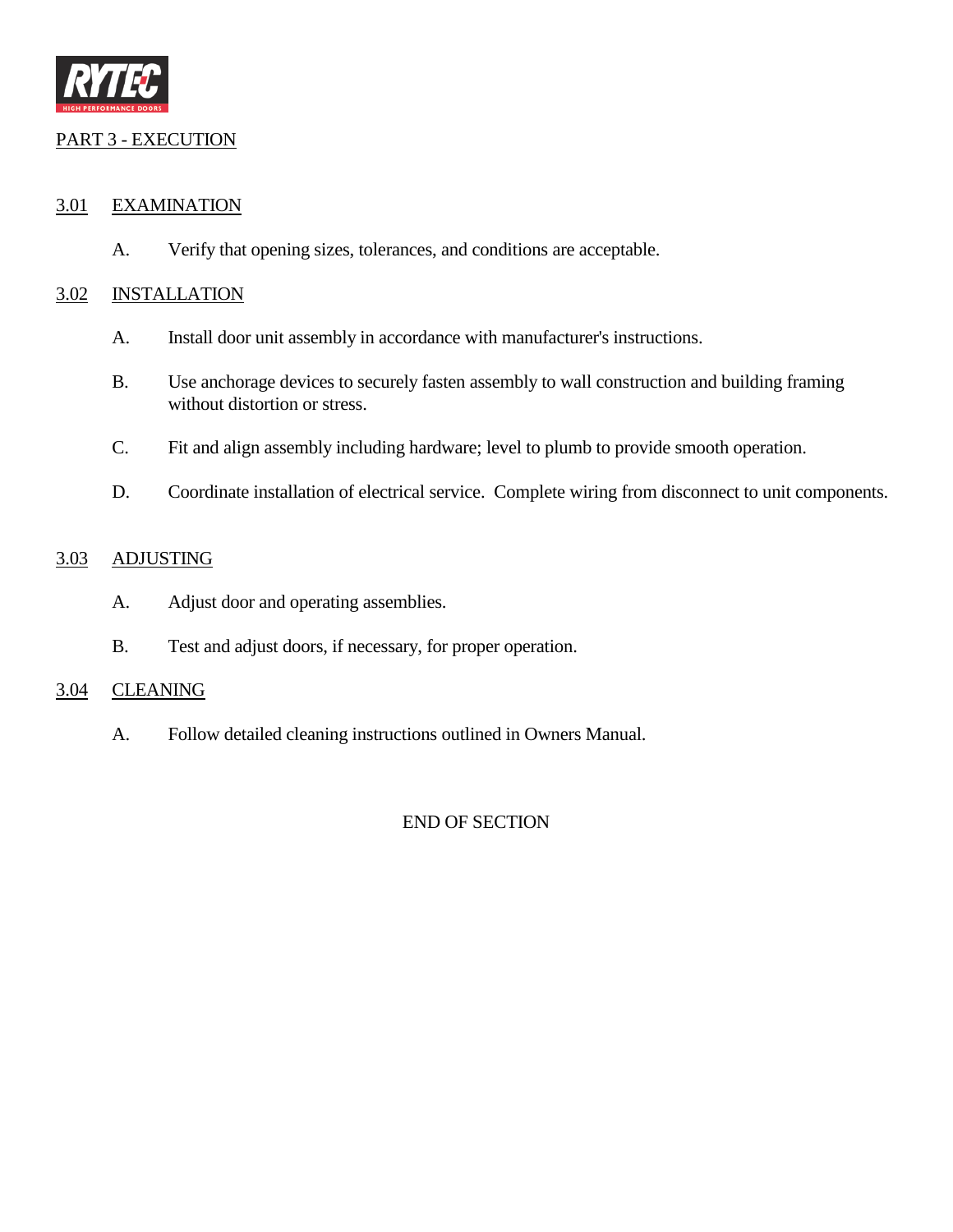## PART 3 - EXECUTION

### 3.01 EXAMINATION

A. Verify that opening sizes, tolerances, and conditions are acceptable.

### 3.02 INSTALLATION

A. Install door unit assembly in accordance with manufacturer's instructions.

B. Use anchorage devices to securely fasten assembly to wall construction and building framing without distortion or stress.

C. Fit and align assembly including hardware; level to plumb to provide smooth operation.

D. Coordinate installation of electrical service. Complete wiring from disconnect to unit components.

### 3.03 ADJUSTING

A. Adjust door and operating assemblies.

B. Test and adjust doors, if necessary, for proper operation.

### 3.04 CLEANING

A. Follow detailed cleaning instructions outlined in Owners Manual.

END OF SECTION